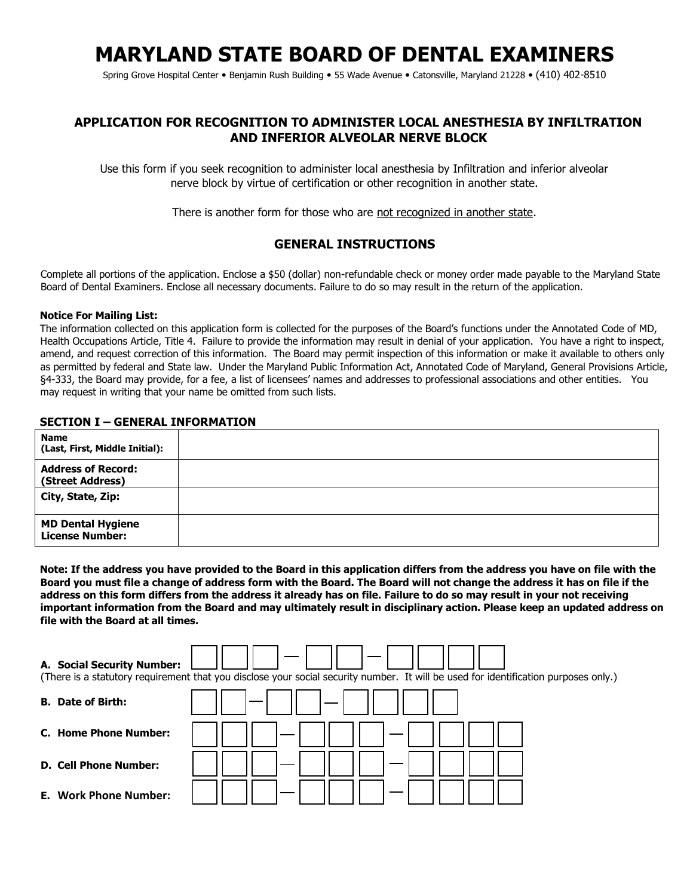# MARYLAND STATE BOARD OF DENTAL EXAMINERS

Spring Grove Hospital Center • Benjamin Rush Building • 55 Wade Avenue • Catonsville, Maryland 21228 • (410) 402-8510

## APPLICATION FOR RECOGNITION TO ADMINISTER LOCAL ANESTHESIA BY INFILTRATION AND INFERIOR ALVEOLAR NERVE BLOCK

Use this form if you seek recognition to administer local anesthesia by Infiltration and inferior alveolar nerve block by virtue of certification or other recognition in another state.

There is another form for those who are not recognized in another state.

## GENERAL INSTRUCTIONS

Complete all portions of the application. Enclose a $50 (dollar) non-refundable check or money order made payable to the Maryland State Board of Dental Examiners. Enclose all necessary documents. Failure to do so may result in the return of the application.

**Notice For Mailing List:**

The information collected on this application form is collected for the purposes of the Board's functions under the Annotated Code of MD, Health Occupations Article, Title 4. Failure to provide the information may result in denial of your application. You have a right to inspect, amend, and request correction of this information. The Board may permit inspection of this information or make it available to others only as permitted by federal and State law. Under the Maryland Public Information Act, Annotated Code of Maryland, General Provisions Article, §4-333, the Board may provide, for a fee, a list of licensees' names and addresses to professional associations and other entities. You may request in writing that your name be omitted from such lists.

### SECTION I – GENERAL INFORMATION

| | |
|---|---|
| **Name (Last, First, Middle Initial):** | |
| **Address of Record: (Street Address)** | |
| **City, State, Zip:** | |
| **MD Dental Hygiene License Number:** | |

**Note: If the address you have provided to the Board in this application differs from the address you have on file with the Board you must file a change of address form with the Board. The Board will not change the address it has on file if the address on this form differs from the address it already has on file. Failure to do so may result in your not receiving important information from the Board and may ultimately result in disciplinary action. Please keep an updated address on file with the Board at all times.**

**A. Social Security Number:** ☐☐☐ – ☐☐ – ☐☐☐☐

(There is a statutory requirement that you disclose your social security number. It will be used for identification purposes only.)

**B. Date of Birth:** ☐☐ – ☐☐ – ☐☐☐☐

**C. Home Phone Number:** ☐☐☐ – ☐☐☐ – ☐☐☐☐

**D. Cell Phone Number:** ☐☐☐ – ☐☐☐ – ☐☐☐☐

**E. Work Phone Number:** ☐☐☐ – ☐☐☐ – ☐☐☐☐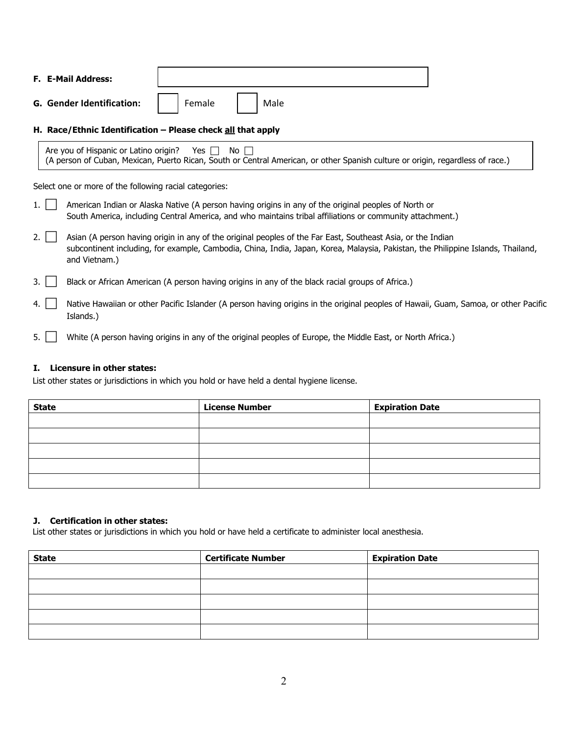**F. E-Mail Address:** ______________________

**G. Gender Identification:** ☐ Female ☐ Male

**H. Race/Ethnic Identification – Please check all that apply**

Are you of Hispanic or Latino origin? Yes ☐ No ☐
(A person of Cuban, Mexican, Puerto Rican, South or Central American, or other Spanish culture or origin, regardless of race.)

Select one or more of the following racial categories:

1. ☐ American Indian or Alaska Native (A person having origins in any of the original peoples of North or South America, including Central America, and who maintains tribal affiliations or community attachment.)
2. ☐ Asian (A person having origin in any of the original peoples of the Far East, Southeast Asia, or the Indian subcontinent including, for example, Cambodia, China, India, Japan, Korea, Malaysia, Pakistan, the Philippine Islands, Thailand, and Vietnam.)
3. ☐ Black or African American (A person having origins in any of the black racial groups of Africa.)
4. ☐ Native Hawaiian or other Pacific Islander (A person having origins in the original peoples of Hawaii, Guam, Samoa, or other Pacific Islands.)
5. ☐ White (A person having origins in any of the original peoples of Europe, the Middle East, or North Africa.)

**I. Licensure in other states:**

List other states or jurisdictions in which you hold or have held a dental hygiene license.

| State | License Number | Expiration Date |
|---|---|---|
| | | |
| | | |
| | | |
| | | |
| | | |

**J. Certification in other states:**

List other states or jurisdictions in which you hold or have held a certificate to administer local anesthesia.

| State | Certificate Number | Expiration Date |
|---|---|---|
| | | |
| | | |
| | | |
| | | |
| | | |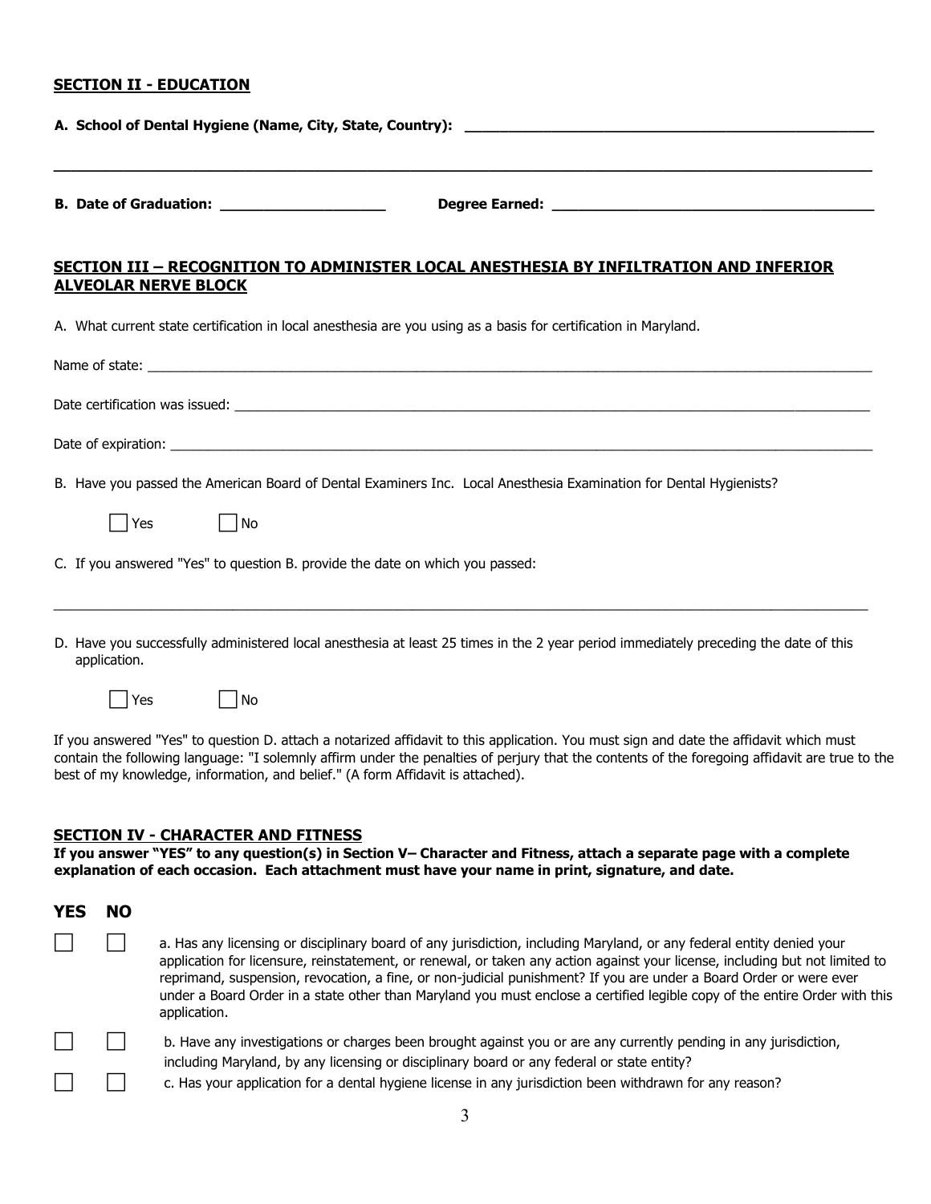## SECTION II - EDUCATION

**A. School of Dental Hygiene (Name, City, State, Country):** ______________________________________________

______________________________________________________________________________________________

**B. Date of Graduation:** ____________________ **Degree Earned:** ______________________________________

## SECTION III – RECOGNITION TO ADMINISTER LOCAL ANESTHESIA BY INFILTRATION AND INFERIOR ALVEOLAR NERVE BLOCK

A. What current state certification in local anesthesia are you using as a basis for certification in Maryland.

Name of state: ______________________________________________________________________________________

Date certification was issued: ________________________________________________________________________

Date of expiration: __________________________________________________________________________________

B. Have you passed the American Board of Dental Examiners Inc. Local Anesthesia Examination for Dental Hygienists?

☐ Yes ☐ No

C. If you answered "Yes" to question B. provide the date on which you passed:

______________________________________________________________________________________________

D. Have you successfully administered local anesthesia at least 25 times in the 2 year period immediately preceding the date of this application.

☐ Yes ☐ No

If you answered "Yes" to question D. attach a notarized affidavit to this application. You must sign and date the affidavit which must contain the following language: "I solemnly affirm under the penalties of perjury that the contents of the foregoing affidavit are true to the best of my knowledge, information, and belief." (A form Affidavit is attached).

## SECTION IV - CHARACTER AND FITNESS

**If you answer "YES" to any question(s) in Section V– Character and Fitness, attach a separate page with a complete explanation of each occasion. Each attachment must have your name in print, signature, and date.**

| YES | NO | |
|---|---|---|
| ☐ | ☐ | a. Has any licensing or disciplinary board of any jurisdiction, including Maryland, or any federal entity denied your application for licensure, reinstatement, or renewal, or taken any action against your license, including but not limited to reprimand, suspension, revocation, a fine, or non-judicial punishment? If you are under a Board Order or were ever under a Board Order in a state other than Maryland you must enclose a certified legible copy of the entire Order with this application. |
| ☐ | ☐ | b. Have any investigations or charges been brought against you or are any currently pending in any jurisdiction, including Maryland, by any licensing or disciplinary board or any federal or state entity? |
| ☐ | ☐ | c. Has your application for a dental hygiene license in any jurisdiction been withdrawn for any reason? |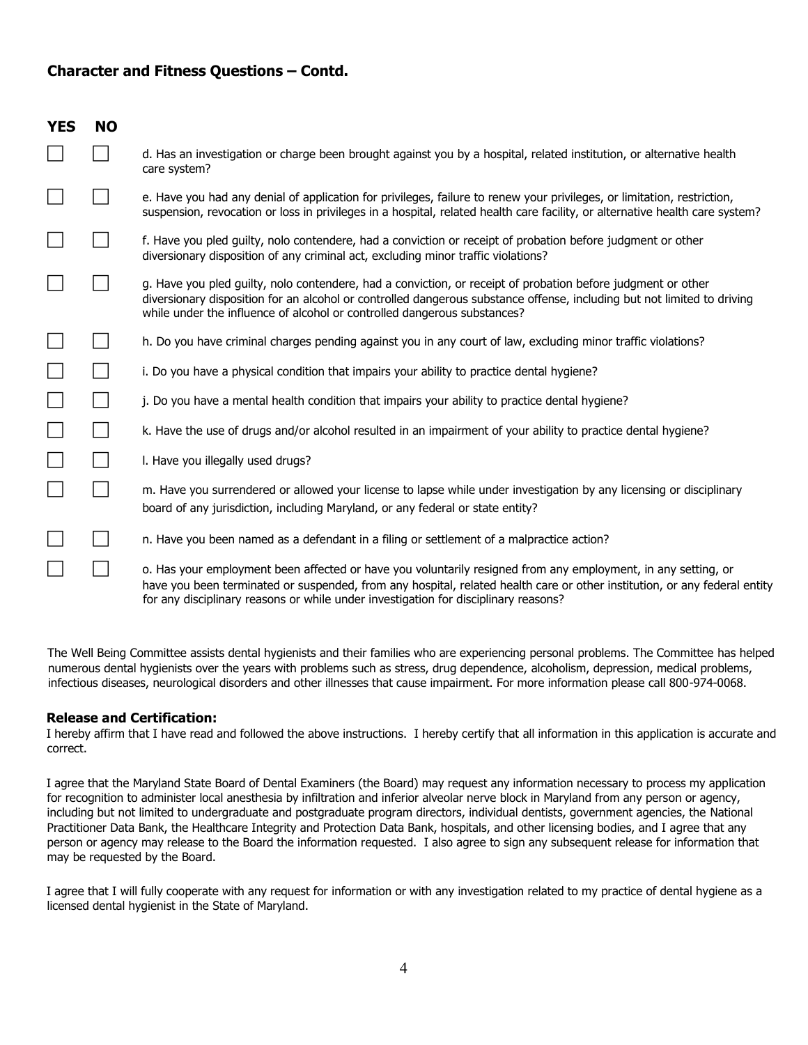## Character and Fitness Questions – Contd.

| YES | NO | |
|---|---|---|
| ☐ | ☐ | d. Has an investigation or charge been brought against you by a hospital, related institution, or alternative health care system? |
| ☐ | ☐ | e. Have you had any denial of application for privileges, failure to renew your privileges, or limitation, restriction, suspension, revocation or loss in privileges in a hospital, related health care facility, or alternative health care system? |
| ☐ | ☐ | f. Have you pled guilty, nolo contendere, had a conviction or receipt of probation before judgment or other diversionary disposition of any criminal act, excluding minor traffic violations? |
| ☐ | ☐ | g. Have you pled guilty, nolo contendere, had a conviction, or receipt of probation before judgment or other diversionary disposition for an alcohol or controlled dangerous substance offense, including but not limited to driving while under the influence of alcohol or controlled dangerous substances? |
| ☐ | ☐ | h. Do you have criminal charges pending against you in any court of law, excluding minor traffic violations? |
| ☐ | ☐ | i. Do you have a physical condition that impairs your ability to practice dental hygiene? |
| ☐ | ☐ | j. Do you have a mental health condition that impairs your ability to practice dental hygiene? |
| ☐ | ☐ | k. Have the use of drugs and/or alcohol resulted in an impairment of your ability to practice dental hygiene? |
| ☐ | ☐ | l. Have you illegally used drugs? |
| ☐ | ☐ | m. Have you surrendered or allowed your license to lapse while under investigation by any licensing or disciplinary board of any jurisdiction, including Maryland, or any federal or state entity? |
| ☐ | ☐ | n. Have you been named as a defendant in a filing or settlement of a malpractice action? |
| ☐ | ☐ | o. Has your employment been affected or have you voluntarily resigned from any employment, in any setting, or have you been terminated or suspended, from any hospital, related health care or other institution, or any federal entity for any disciplinary reasons or while under investigation for disciplinary reasons? |

The Well Being Committee assists dental hygienists and their families who are experiencing personal problems. The Committee has helped numerous dental hygienists over the years with problems such as stress, drug dependence, alcoholism, depression, medical problems, infectious diseases, neurological disorders and other illnesses that cause impairment. For more information please call 800-974-0068.

**Release and Certification:**

I hereby affirm that I have read and followed the above instructions. I hereby certify that all information in this application is accurate and correct.

I agree that the Maryland State Board of Dental Examiners (the Board) may request any information necessary to process my application for recognition to administer local anesthesia by infiltration and inferior alveolar nerve block in Maryland from any person or agency, including but not limited to undergraduate and postgraduate program directors, individual dentists, government agencies, the National Practitioner Data Bank, the Healthcare Integrity and Protection Data Bank, hospitals, and other licensing bodies, and I agree that any person or agency may release to the Board the information requested. I also agree to sign any subsequent release for information that may be requested by the Board.

I agree that I will fully cooperate with any request for information or with any investigation related to my practice of dental hygiene as a licensed dental hygienist in the State of Maryland.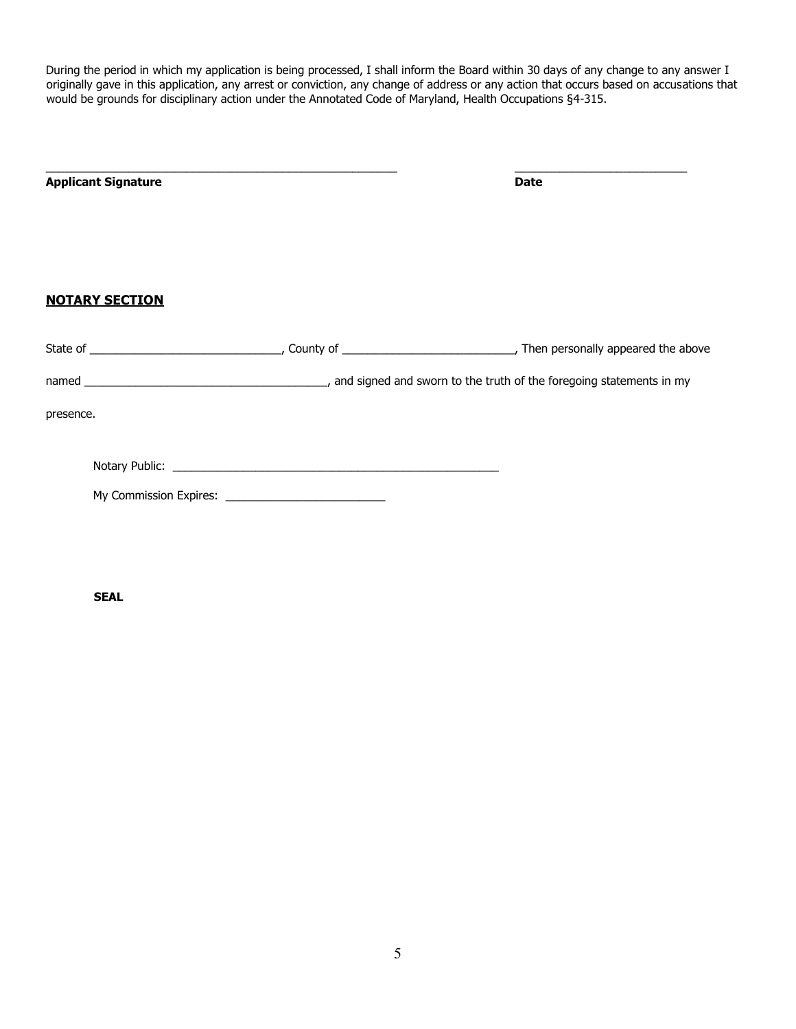During the period in which my application is being processed, I shall inform the Board within 30 days of any change to any answer I originally gave in this application, any arrest or conviction, any change of address or any action that occurs based on accusations that would be grounds for disciplinary action under the Annotated Code of Maryland, Health Occupations §4-315.

_______________________________________________________ ___________________________

**Applicant Signature** **Date**

## NOTARY SECTION

State of ______________________________, County of ___________________________, Then personally appeared the above

named ______________________________________, and signed and sworn to the truth of the foregoing statements in my

presence.

Notary Public: ___________________________________________________

My Commission Expires: _________________________

**SEAL**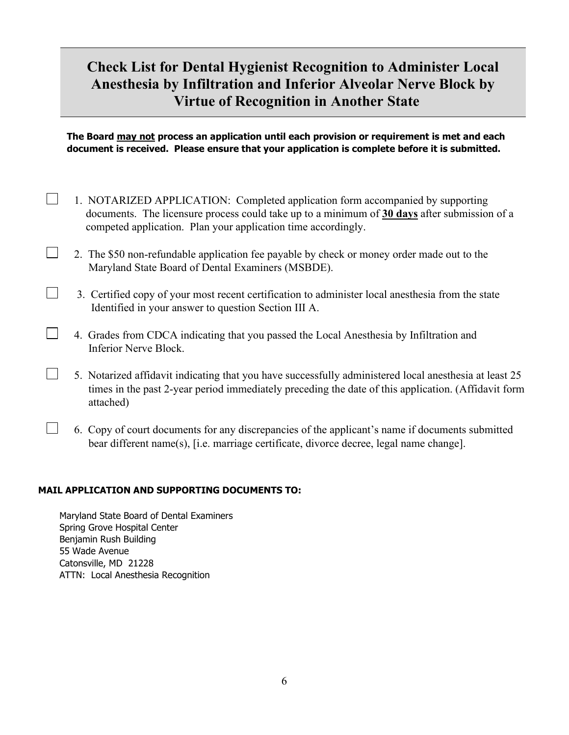# Check List for Dental Hygienist Recognition to Administer Local Anesthesia by Infiltration and Inferior Alveolar Nerve Block by Virtue of Recognition in Another State

**The Board <u>may not</u> process an application until each provision or requirement is met and each document is received. Please ensure that your application is complete before it is submitted.**

- ☐ 1. NOTARIZED APPLICATION: Completed application form accompanied by supporting documents. The licensure process could take up to a minimum of **<u>30 days</u>** after submission of a competed application. Plan your application time accordingly.

- ☐ 2. The $50 non-refundable application fee payable by check or money order made out to the Maryland State Board of Dental Examiners (MSBDE).

- ☐ 3. Certified copy of your most recent certification to administer local anesthesia from the state Identified in your answer to question Section III A.

- ☐ 4. Grades from CDCA indicating that you passed the Local Anesthesia by Infiltration and Inferior Nerve Block.

- ☐ 5. Notarized affidavit indicating that you have successfully administered local anesthesia at least 25 times in the past 2-year period immediately preceding the date of this application. (Affidavit form attached)

- ☐ 6. Copy of court documents for any discrepancies of the applicant's name if documents submitted bear different name(s), [i.e. marriage certificate, divorce decree, legal name change].

**MAIL APPLICATION AND SUPPORTING DOCUMENTS TO:**

Maryland State Board of Dental Examiners
Spring Grove Hospital Center
Benjamin Rush Building
55 Wade Avenue
Catonsville, MD 21228
ATTN: Local Anesthesia Recognition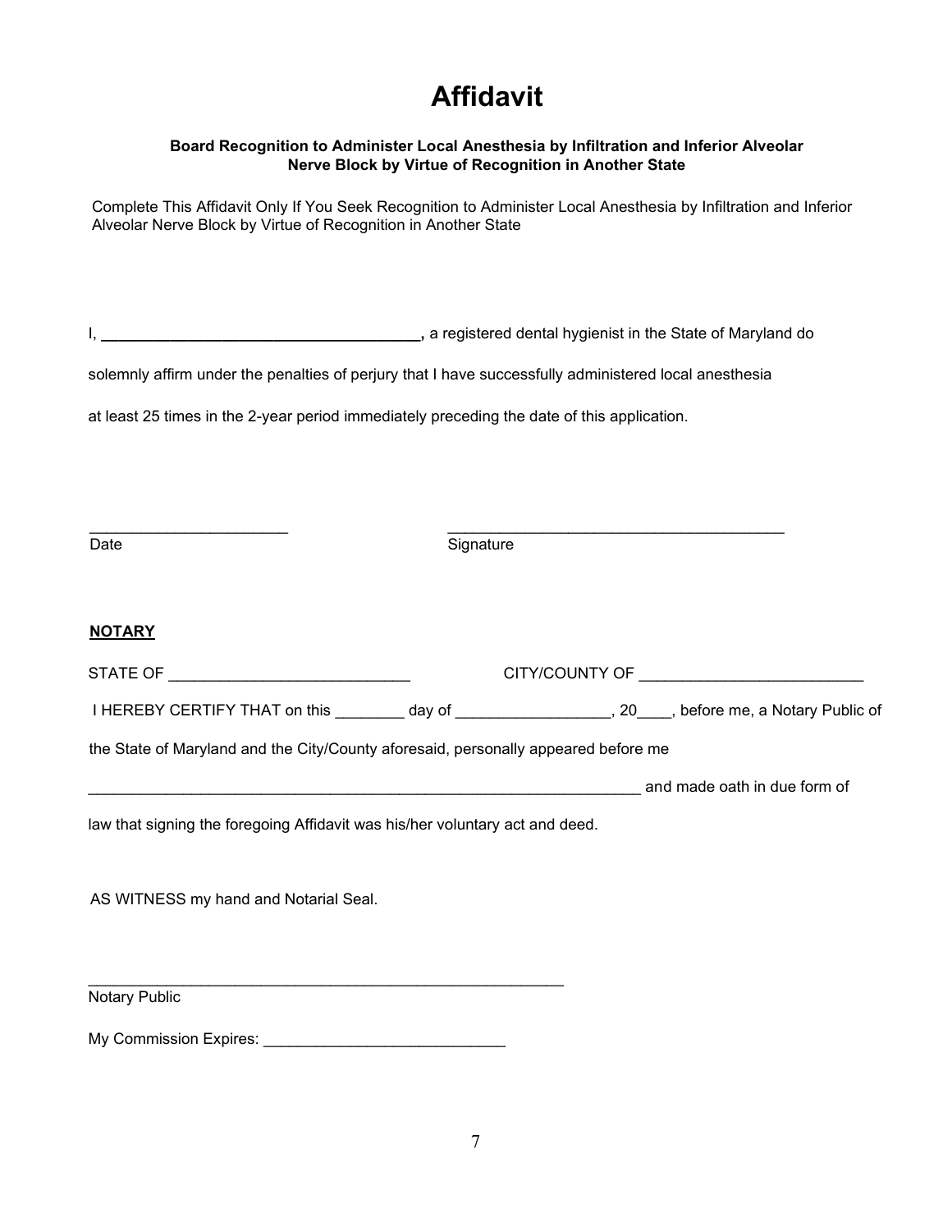# Affidavit

**Board Recognition to Administer Local Anesthesia by Infiltration and Inferior Alveolar Nerve Block by Virtue of Recognition in Another State**

Complete This Affidavit Only If You Seek Recognition to Administer Local Anesthesia by Infiltration and Inferior Alveolar Nerve Block by Virtue of Recognition in Another State

I, **_____________________________________,** a registered dental hygienist in the State of Maryland do solemnly affirm under the penalties of perjury that I have successfully administered local anesthesia at least 25 times in the 2-year period immediately preceding the date of this application.

_______________________ Date

________________________________________ Signature

**NOTARY**

STATE OF ___________________________ CITY/COUNTY OF _________________________

I HEREBY CERTIFY THAT on this ________ day of _________________, 20____, before me, a Notary Public of the State of Maryland and the City/County aforesaid, personally appeared before me _________________________________________________________________ and made oath in due form of law that signing the foregoing Affidavit was his/her voluntary act and deed.

AS WITNESS my hand and Notarial Seal.

________________________________________________________

Notary Public

My Commission Expires: ___________________________